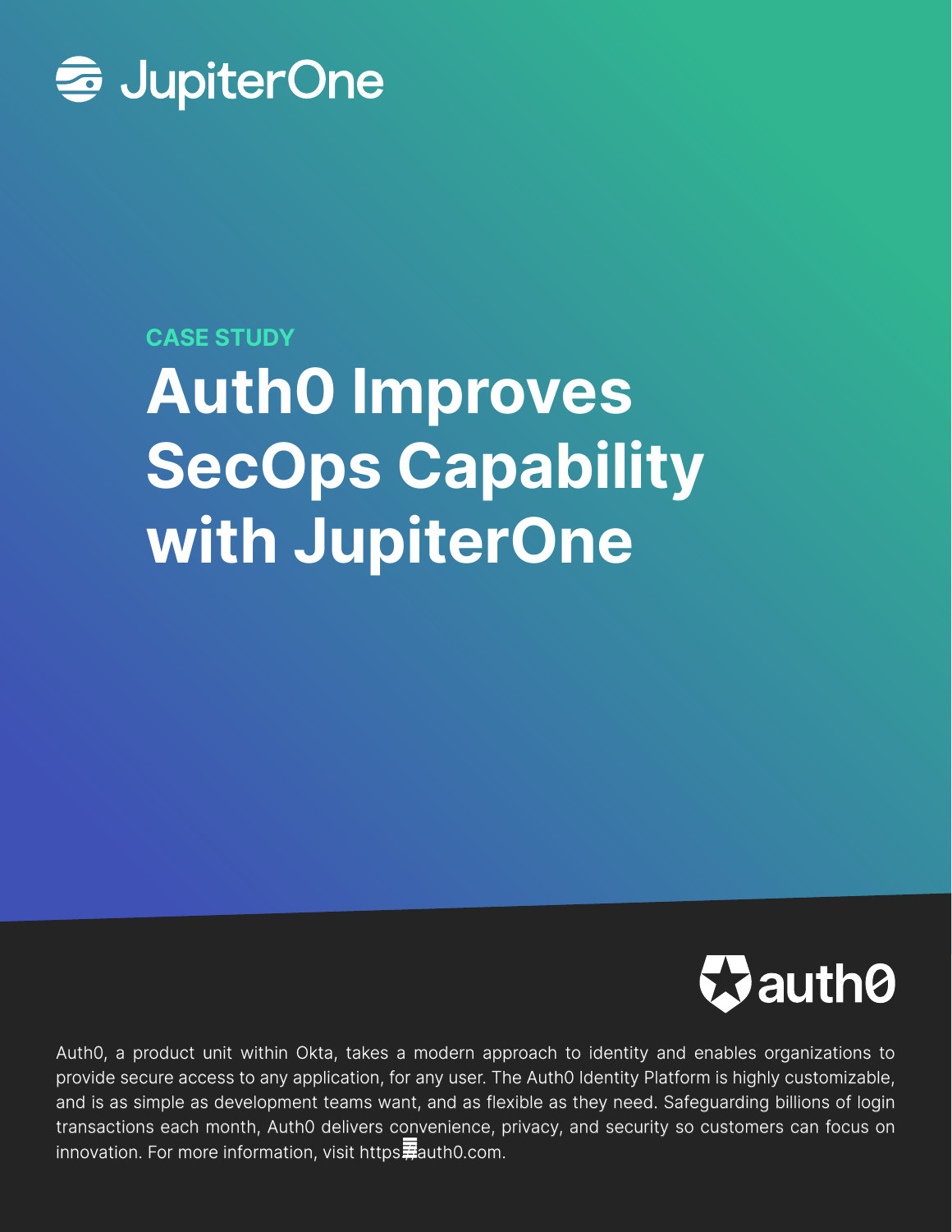JupiterOne

CASE STUDY

# Auth0 Improves SecOps Capability with JupiterOne

auth0

Auth0, a product unit within Okta, takes a modern approach to identity and enables organizations to provide secure access to any application, for any user. The Auth0 Identity Platform is highly customizable, and is as simple as development teams want, and as flexible as they need. Safeguarding billions of login transactions each month, Auth0 delivers convenience, privacy, and security so customers can focus on innovation. For more information, visit https://auth0.com.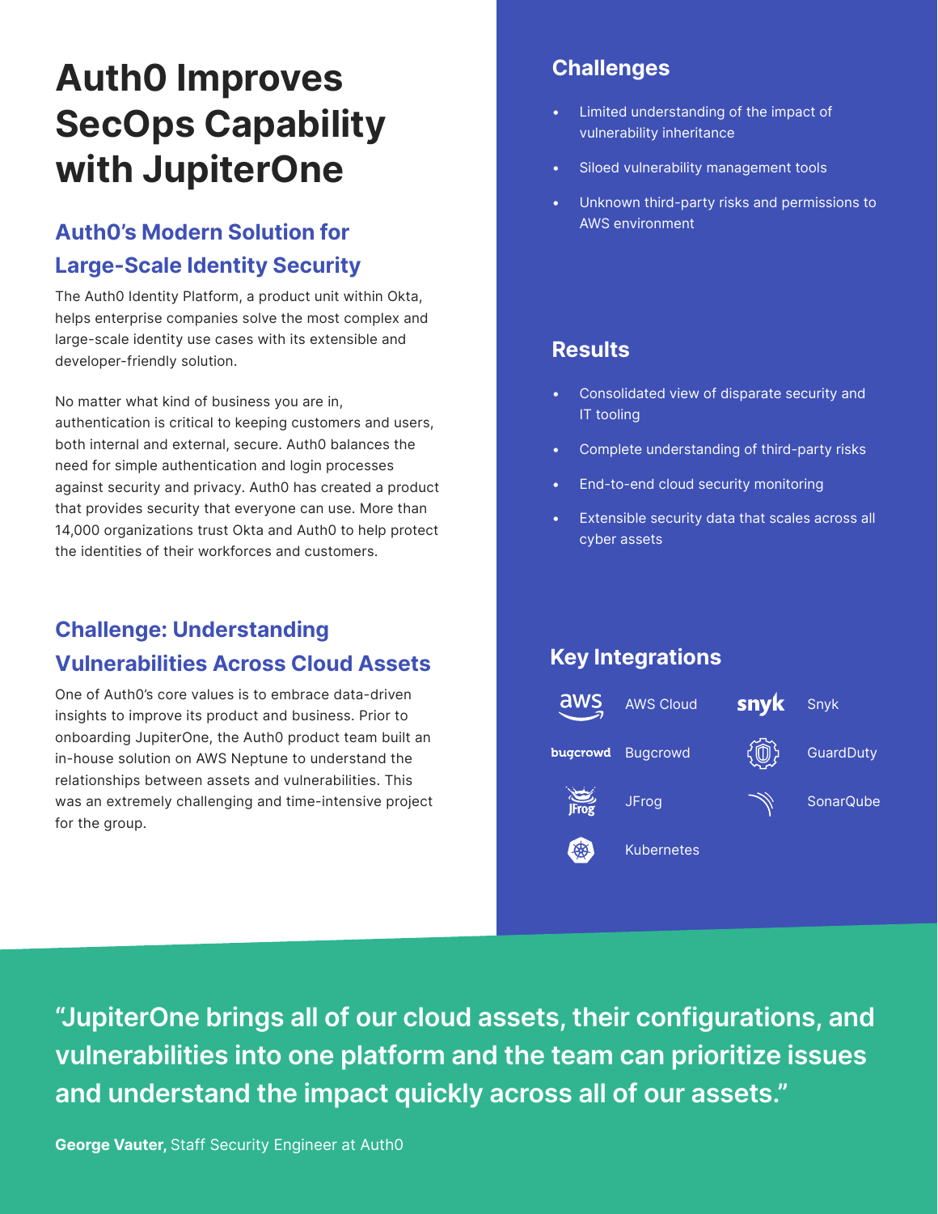# Auth0 Improves SecOps Capability with JupiterOne

## Auth0's Modern Solution for Large-Scale Identity Security

The Auth0 Identity Platform, a product unit within Okta, helps enterprise companies solve the most complex and large-scale identity use cases with its extensible and developer-friendly solution.

No matter what kind of business you are in, authentication is critical to keeping customers and users, both internal and external, secure. Auth0 balances the need for simple authentication and login processes against security and privacy. Auth0 has created a product that provides security that everyone can use. More than 14,000 organizations trust Okta and Auth0 to help protect the identities of their workforces and customers.

## Challenge: Understanding Vulnerabilities Across Cloud Assets

One of Auth0's core values is to embrace data-driven insights to improve its product and business. Prior to onboarding JupiterOne, the Auth0 product team built an in-house solution on AWS Neptune to understand the relationships between assets and vulnerabilities. This was an extremely challenging and time-intensive project for the group.

## Challenges

- Limited understanding of the impact of vulnerability inheritance
- Siloed vulnerability management tools
- Unknown third-party risks and permissions to AWS environment

## Results

- Consolidated view of disparate security and IT tooling
- Complete understanding of third-party risks
- End-to-end cloud security monitoring
- Extensible security data that scales across all cyber assets

## Key Integrations

- AWS Cloud
- Snyk
- Bugcrowd
- GuardDuty
- JFrog
- SonarQube
- Kubernetes

**"JupiterOne brings all of our cloud assets, their configurations, and vulnerabilities into one platform and the team can prioritize issues and understand the impact quickly across all of our assets."**

**George Vauter**, Staff Security Engineer at Auth0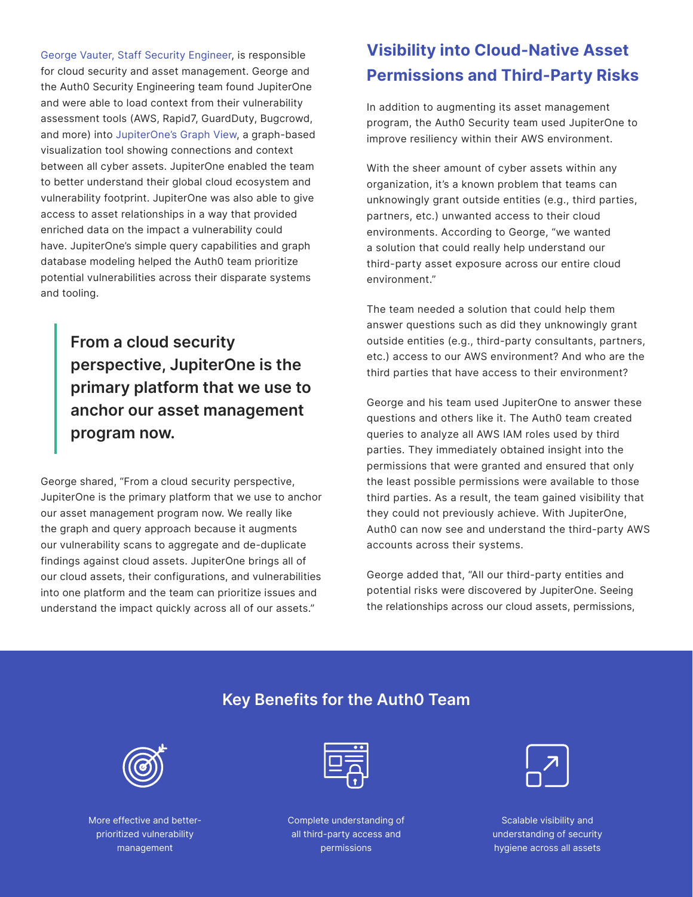George Vauter, Staff Security Engineer, is responsible for cloud security and asset management. George and the Auth0 Security Engineering team found JupiterOne and were able to load context from their vulnerability assessment tools (AWS, Rapid7, GuardDuty, Bugcrowd, and more) into JupiterOne's Graph View, a graph-based visualization tool showing connections and context between all cyber assets. JupiterOne enabled the team to better understand their global cloud ecosystem and vulnerability footprint. JupiterOne was also able to give access to asset relationships in a way that provided enriched data on the impact a vulnerability could have. JupiterOne's simple query capabilities and graph database modeling helped the Auth0 team prioritize potential vulnerabilities across their disparate systems and tooling.

> **From a cloud security perspective, JupiterOne is the primary platform that we use to anchor our asset management program now.**

George shared, "From a cloud security perspective, JupiterOne is the primary platform that we use to anchor our asset management program now. We really like the graph and query approach because it augments our vulnerability scans to aggregate and de-duplicate findings against cloud assets. JupiterOne brings all of our cloud assets, their configurations, and vulnerabilities into one platform and the team can prioritize issues and understand the impact quickly across all of our assets."

## Visibility into Cloud-Native Asset Permissions and Third-Party Risks

In addition to augmenting its asset management program, the Auth0 Security team used JupiterOne to improve resiliency within their AWS environment.

With the sheer amount of cyber assets within any organization, it's a known problem that teams can unknowingly grant outside entities (e.g., third parties, partners, etc.) unwanted access to their cloud environments. According to George, "we wanted a solution that could really help understand our third-party asset exposure across our entire cloud environment."

The team needed a solution that could help them answer questions such as did they unknowingly grant outside entities (e.g., third-party consultants, partners, etc.) access to our AWS environment? And who are the third parties that have access to their environment?

George and his team used JupiterOne to answer these questions and others like it. The Auth0 team created queries to analyze all AWS IAM roles used by third parties. They immediately obtained insight into the permissions that were granted and ensured that only the least possible permissions were available to those third parties. As a result, the team gained visibility that they could not previously achieve. With JupiterOne, Auth0 can now see and understand the third-party AWS accounts across their systems.

George added that, "All our third-party entities and potential risks were discovered by JupiterOne. Seeing the relationships across our cloud assets, permissions,

## Key Benefits for the Auth0 Team

- More effective and better-prioritized vulnerability management
- Complete understanding of all third-party access and permissions
- Scalable visibility and understanding of security hygiene across all assets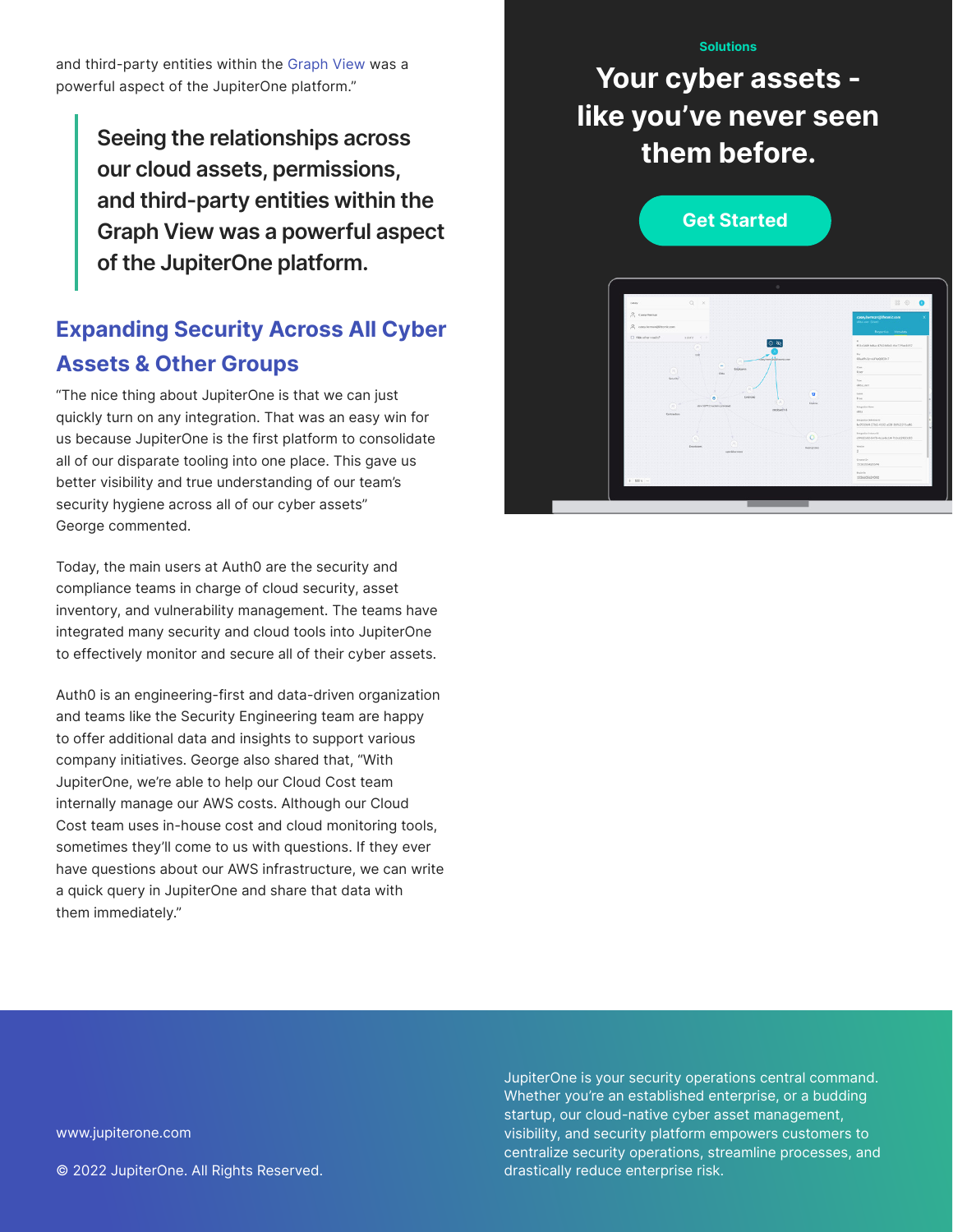and third-party entities within the Graph View was a powerful aspect of the JupiterOne platform."

> **Seeing the relationships across our cloud assets, permissions, and third-party entities within the Graph View was a powerful aspect of the JupiterOne platform.**

## Expanding Security Across All Cyber Assets & Other Groups

"The nice thing about JupiterOne is that we can just quickly turn on any integration. That was an easy win for us because JupiterOne is the first platform to consolidate all of our disparate tooling into one place. This gave us better visibility and true understanding of our team's security hygiene across all of our cyber assets" George commented.

Today, the main users at Auth0 are the security and compliance teams in charge of cloud security, asset inventory, and vulnerability management. The teams have integrated many security and cloud tools into JupiterOne to effectively monitor and secure all of their cyber assets.

Auth0 is an engineering-first and data-driven organization and teams like the Security Engineering team are happy to offer additional data and insights to support various company initiatives. George also shared that, "With JupiterOne, we're able to help our Cloud Cost team internally manage our AWS costs. Although our Cloud Cost team uses in-house cost and cloud monitoring tools, sometimes they'll come to us with questions. If they ever have questions about our AWS infrastructure, we can write a quick query in JupiterOne and share that data with them immediately."

Solutions

## Your cyber assets - like you've never seen them before.

Get Started

www.jupiterone.com

© 2022 JupiterOne. All Rights Reserved.

JupiterOne is your security operations central command. Whether you're an established enterprise, or a budding startup, our cloud-native cyber asset management, visibility, and security platform empowers customers to centralize security operations, streamline processes, and drastically reduce enterprise risk.